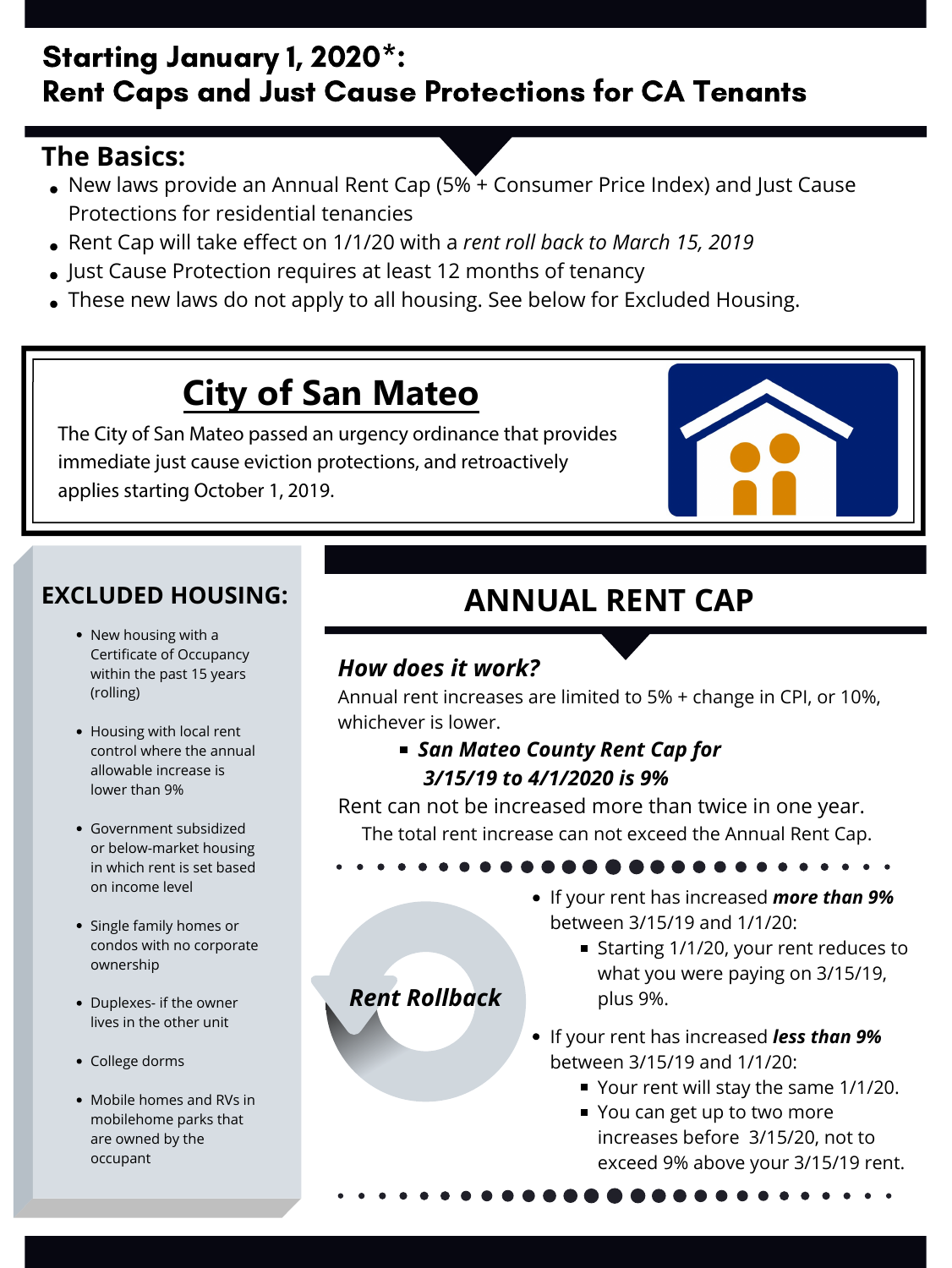# Starting January 1, 2020*: Rent Caps and Just Cause Protections for CA Tenants

## The Basics:

- New laws provide an Annual Rent Cap (5% + Consumer Price Index) and Just Cause Protections for residential tenancies
- Rent Cap will take effect on 1/1/20 with a *rent roll back to March 15, 2019*
- Just Cause Protection requires at least 12 months of tenancy
- These new laws do not apply to all housing. See below for Excluded Housing.

## City of San Mateo

The City of San Mateo passed an urgency ordinance that provides immediate just cause eviction protections, and retroactively applies starting October 1, 2019.

## EXCLUDED HOUSING:

- New housing with a Certificate of Occupancy within the past 15 years (rolling)
- Housing with local rent control where the annual allowable increase is lower than 9%
- Government subsidized or below-market housing in which rent is set based on income level
- Single family homes or condos with no corporate ownership
- Duplexes- if the owner lives in the other unit
- College dorms
- Mobile homes and RVs in mobilehome parks that are owned by the occupant

## ANNUAL RENT CAP

### *How does it work?*

Annual rent increases are limited to 5% + change in CPI, or 10%, whichever is lower.

- ***San Mateo County Rent Cap for 3/15/19 to 4/1/2020 is 9%***

Rent can not be increased more than twice in one year. The total rent increase can not exceed the Annual Rent Cap.

### *Rent Rollback*

- If your rent has increased ***more than 9%*** between 3/15/19 and 1/1/20:
  - Starting 1/1/20, your rent reduces to what you were paying on 3/15/19, plus 9%.
- If your rent has increased ***less than 9%*** between 3/15/19 and 1/1/20:
  - Your rent will stay the same 1/1/20.
  - You can get up to two more increases before 3/15/20, not to exceed 9% above your 3/15/19 rent.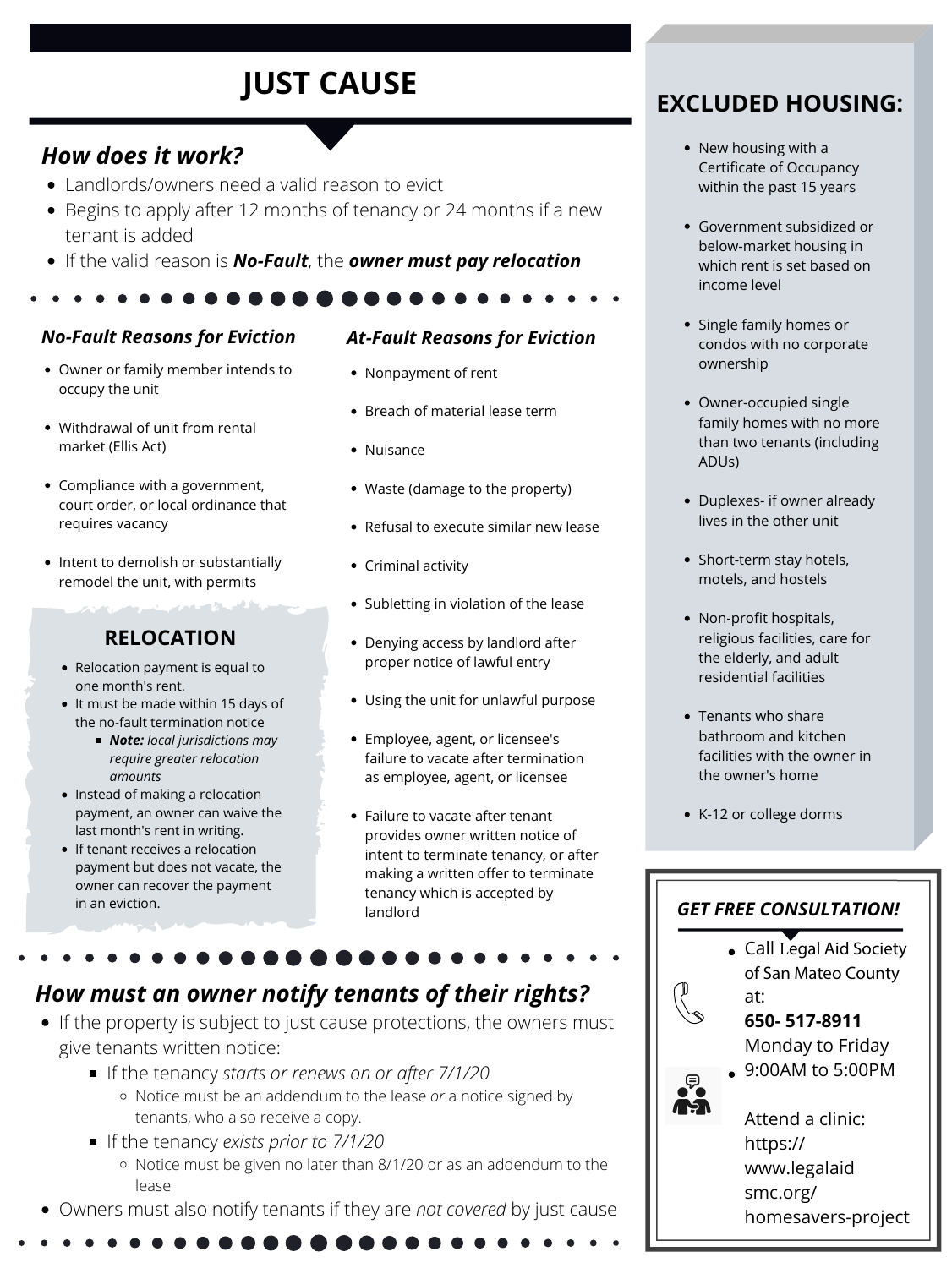# JUST CAUSE

## *How does it work?*

- Landlords/owners need a valid reason to evict
- Begins to apply after 12 months of tenancy or 24 months if a new tenant is added
- If the valid reason is ***No-Fault***, the ***owner must pay relocation***

### *No-Fault Reasons for Eviction*

- Owner or family member intends to occupy the unit
- Withdrawal of unit from rental market (Ellis Act)
- Compliance with a government, court order, or local ordinance that requires vacancy
- Intent to demolish or substantially remodel the unit, with permits

### RELOCATION

- Relocation payment is equal to one month's rent.
- It must be made within 15 days of the no-fault termination notice
  - ***Note:*** *local jurisdictions may require greater relocation amounts*
- Instead of making a relocation payment, an owner can waive the last month's rent in writing.
- If tenant receives a relocation payment but does not vacate, the owner can recover the payment in an eviction.

### *At-Fault Reasons for Eviction*

- Nonpayment of rent
- Breach of material lease term
- Nuisance
- Waste (damage to the property)
- Refusal to execute similar new lease
- Criminal activity
- Subletting in violation of the lease
- Denying access by landlord after proper notice of lawful entry
- Using the unit for unlawful purpose
- Employee, agent, or licensee's failure to vacate after termination as employee, agent, or licensee
- Failure to vacate after tenant provides owner written notice of intent to terminate tenancy, or after making a written offer to terminate tenancy which is accepted by landlord

## *How must an owner notify tenants of their rights?*

- If the property is subject to just cause protections, the owners must give tenants written notice:
  - If the tenancy *starts or renews on or after 7/1/20*
    - Notice must be an addendum to the lease *or* a notice signed by tenants, who also receive a copy.
  - If the tenancy *exists prior to 7/1/20*
    - Notice must be given no later than 8/1/20 or as an addendum to the lease
- Owners must also notify tenants if they are *not covered* by just cause

## EXCLUDED HOUSING:

- New housing with a Certificate of Occupancy within the past 15 years
- Government subsidized or below-market housing in which rent is set based on income level
- Single family homes or condos with no corporate ownership
- Owner-occupied single family homes with no more than two tenants (including ADUs)
- Duplexes- if owner already lives in the other unit
- Short-term stay hotels, motels, and hostels
- Non-profit hospitals, religious facilities, care for the elderly, and adult residential facilities
- Tenants who share bathroom and kitchen facilities with the owner in the owner's home
- K-12 or college dorms

### *GET FREE CONSULTATION!*

- Call Legal Aid Society of San Mateo County at: **650- 517-8911** Monday to Friday
- 9:00AM to 5:00PM

Attend a clinic: https://www.legalaidsmc.org/homesavers-project